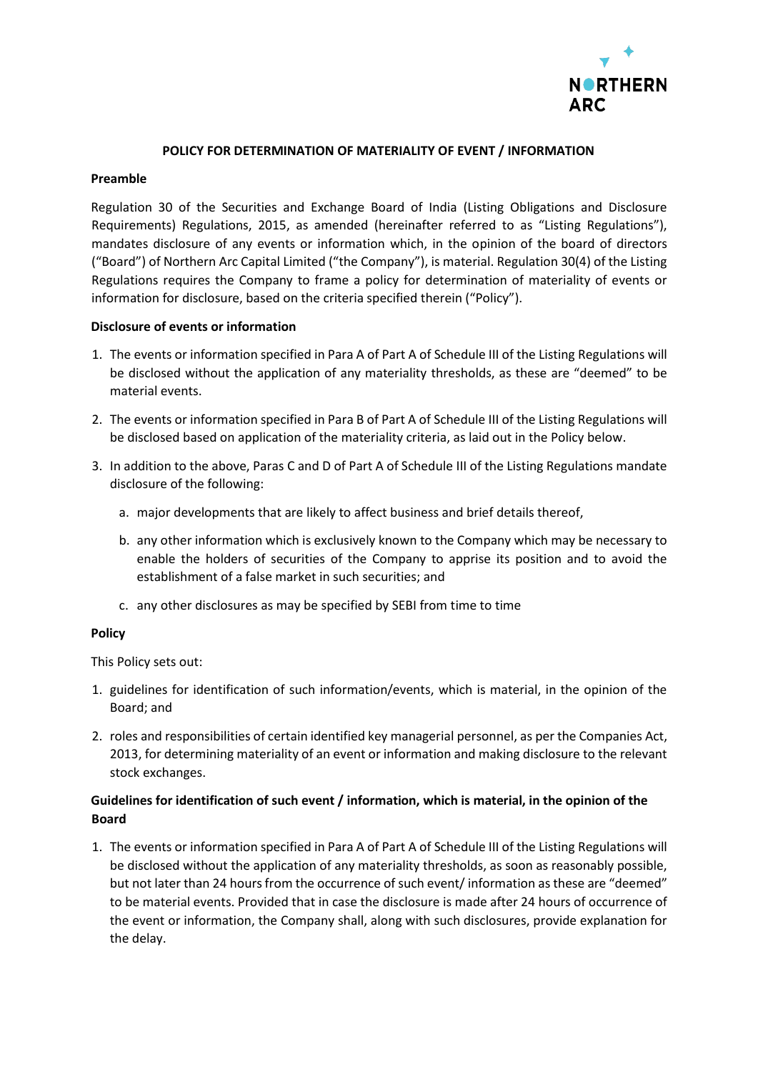# POLICY FOR DETERMINATION OF MATERIALITY OF EVENT / INFORMATION

## Preamble

Regulation 30 of the Securities and Exchange Board of India (Listing Obligations and Disclosure Requirements) Regulations, 2015, as amended (hereinafter referred to as "Listing Regulations"), mandates disclosure of any events or information which, in the opinion of the board of directors ("Board") of Northern Arc Capital Limited ("the Company"), is material. Regulation 30(4) of the Listing Regulations requires the Company to frame a policy for determination of materiality of events or information for disclosure, based on the criteria specified therein ("Policy").

## Disclosure of events or information

1. The events or information specified in Para A of Part A of Schedule III of the Listing Regulations will be disclosed without the application of any materiality thresholds, as these are "deemed" to be material events.
2. The events or information specified in Para B of Part A of Schedule III of the Listing Regulations will be disclosed based on application of the materiality criteria, as laid out in the Policy below.
3. In addition to the above, Paras C and D of Part A of Schedule III of the Listing Regulations mandate disclosure of the following:
   a. major developments that are likely to affect business and brief details thereof,
   b. any other information which is exclusively known to the Company which may be necessary to enable the holders of securities of the Company to apprise its position and to avoid the establishment of a false market in such securities; and
   c. any other disclosures as may be specified by SEBI from time to time

## Policy

This Policy sets out:

1. guidelines for identification of such information/events, which is material, in the opinion of the Board; and
2. roles and responsibilities of certain identified key managerial personnel, as per the Companies Act, 2013, for determining materiality of an event or information and making disclosure to the relevant stock exchanges.

## Guidelines for identification of such event / information, which is material, in the opinion of the Board

1. The events or information specified in Para A of Part A of Schedule III of the Listing Regulations will be disclosed without the application of any materiality thresholds, as soon as reasonably possible, but not later than 24 hours from the occurrence of such event/ information as these are "deemed" to be material events. Provided that in case the disclosure is made after 24 hours of occurrence of the event or information, the Company shall, along with such disclosures, provide explanation for the delay.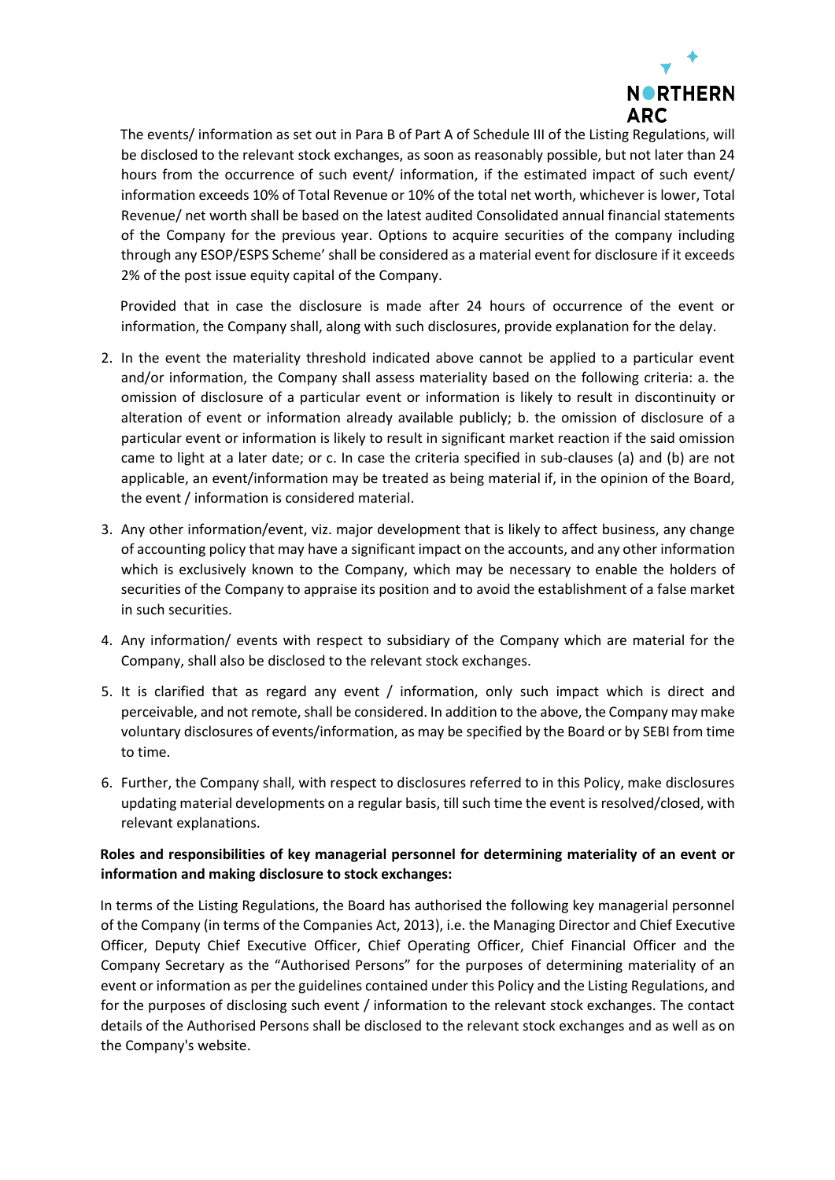The events/ information as set out in Para B of Part A of Schedule III of the Listing Regulations, will be disclosed to the relevant stock exchanges, as soon as reasonably possible, but not later than 24 hours from the occurrence of such event/ information, if the estimated impact of such event/ information exceeds 10% of Total Revenue or 10% of the total net worth, whichever is lower, Total Revenue/ net worth shall be based on the latest audited Consolidated annual financial statements of the Company for the previous year. Options to acquire securities of the company including through any ESOP/ESPS Scheme' shall be considered as a material event for disclosure if it exceeds 2% of the post issue equity capital of the Company.

Provided that in case the disclosure is made after 24 hours of occurrence of the event or information, the Company shall, along with such disclosures, provide explanation for the delay.

2. In the event the materiality threshold indicated above cannot be applied to a particular event and/or information, the Company shall assess materiality based on the following criteria: a. the omission of disclosure of a particular event or information is likely to result in discontinuity or alteration of event or information already available publicly; b. the omission of disclosure of a particular event or information is likely to result in significant market reaction if the said omission came to light at a later date; or c. In case the criteria specified in sub-clauses (a) and (b) are not applicable, an event/information may be treated as being material if, in the opinion of the Board, the event / information is considered material.

3. Any other information/event, viz. major development that is likely to affect business, any change of accounting policy that may have a significant impact on the accounts, and any other information which is exclusively known to the Company, which may be necessary to enable the holders of securities of the Company to appraise its position and to avoid the establishment of a false market in such securities.

4. Any information/ events with respect to subsidiary of the Company which are material for the Company, shall also be disclosed to the relevant stock exchanges.

5. It is clarified that as regard any event / information, only such impact which is direct and perceivable, and not remote, shall be considered. In addition to the above, the Company may make voluntary disclosures of events/information, as may be specified by the Board or by SEBI from time to time.

6. Further, the Company shall, with respect to disclosures referred to in this Policy, make disclosures updating material developments on a regular basis, till such time the event is resolved/closed, with relevant explanations.

**Roles and responsibilities of key managerial personnel for determining materiality of an event or information and making disclosure to stock exchanges:**

In terms of the Listing Regulations, the Board has authorised the following key managerial personnel of the Company (in terms of the Companies Act, 2013), i.e. the Managing Director and Chief Executive Officer, Deputy Chief Executive Officer, Chief Operating Officer, Chief Financial Officer and the Company Secretary as the "Authorised Persons" for the purposes of determining materiality of an event or information as per the guidelines contained under this Policy and the Listing Regulations, and for the purposes of disclosing such event / information to the relevant stock exchanges. The contact details of the Authorised Persons shall be disclosed to the relevant stock exchanges and as well as on the Company's website.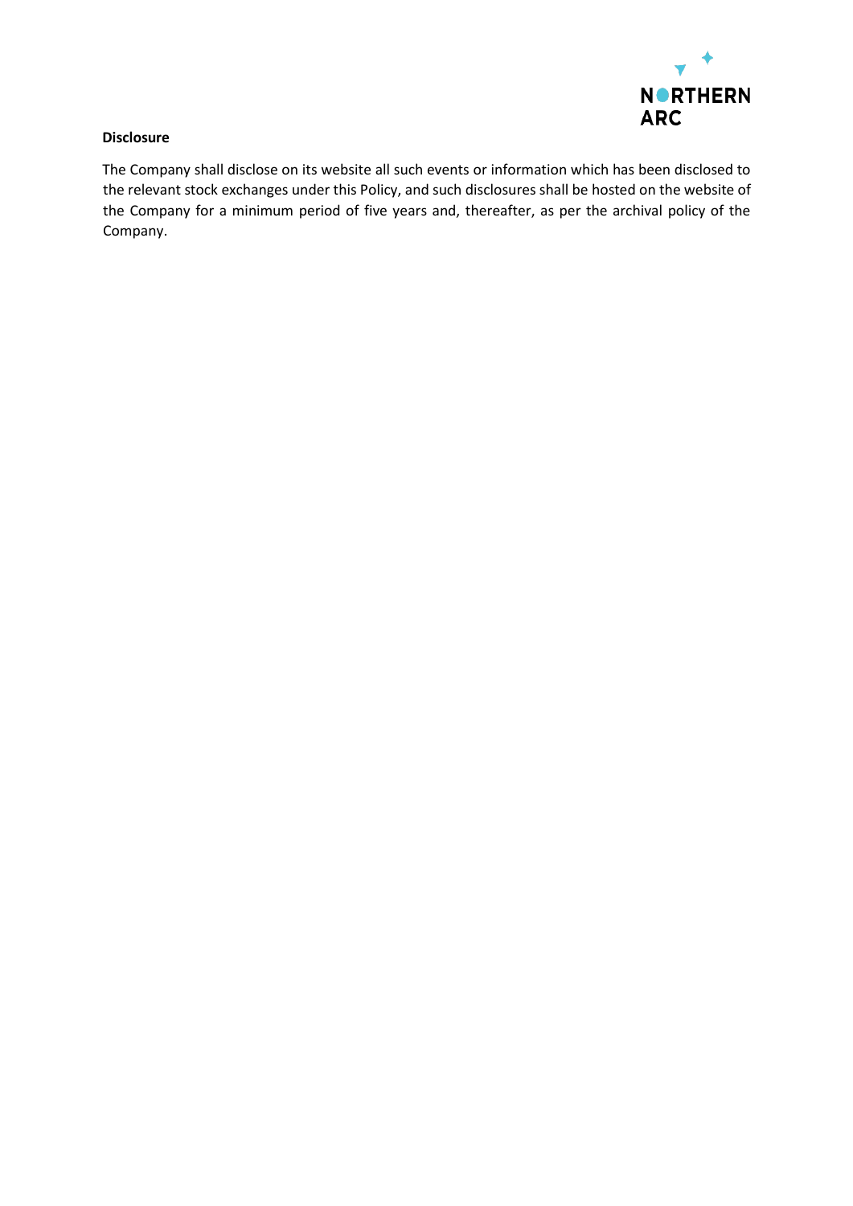**Disclosure**

The Company shall disclose on its website all such events or information which has been disclosed to the relevant stock exchanges under this Policy, and such disclosures shall be hosted on the website of the Company for a minimum period of five years and, thereafter, as per the archival policy of the Company.